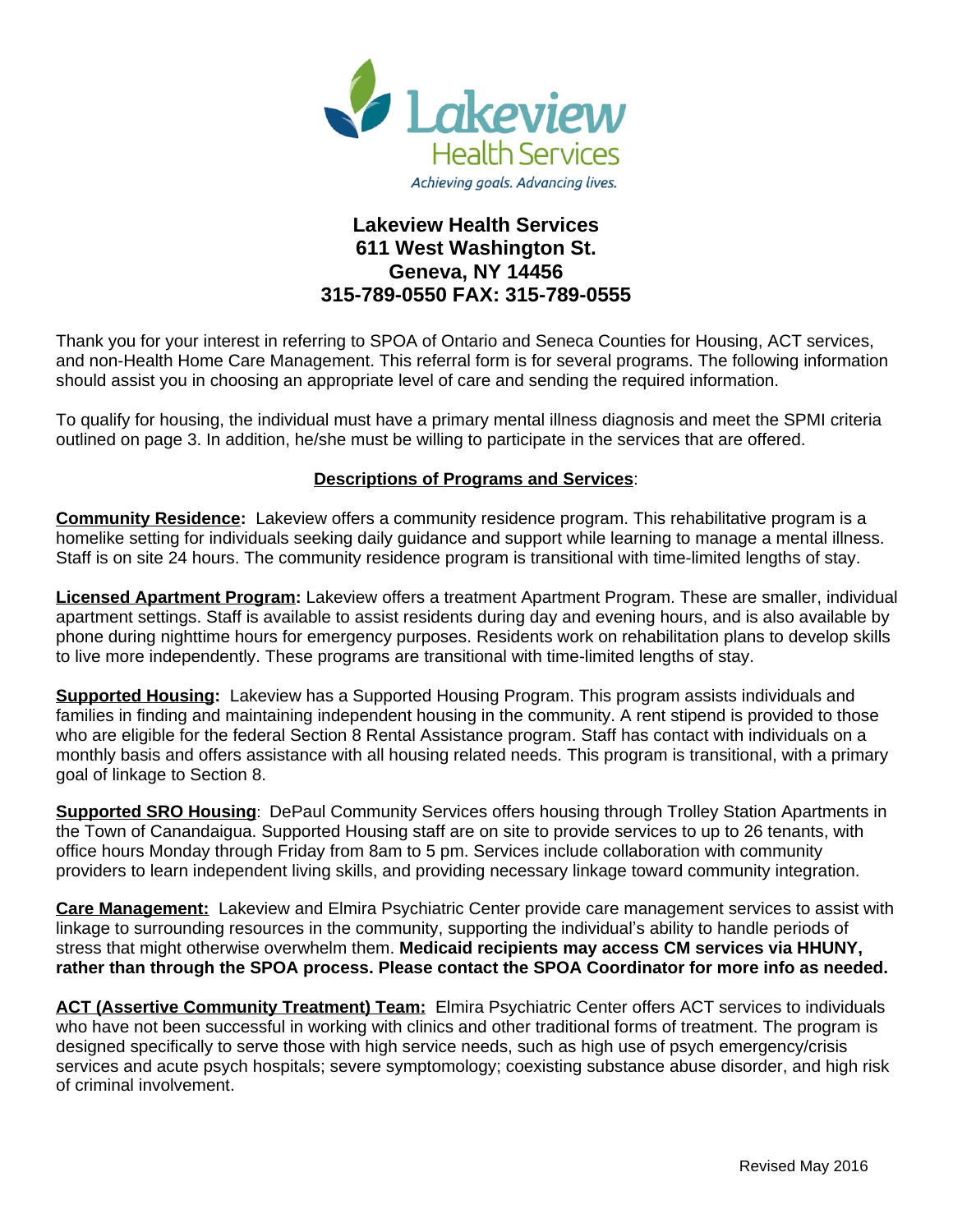Lakeview
Health Services
*Achieving goals. Advancing lives.*

**Lakeview Health Services**
**611 West Washington St.**
**Geneva, NY 14456**
**315-789-0550 FAX: 315-789-0555**

Thank you for your interest in referring to SPOA of Ontario and Seneca Counties for Housing, ACT services, and non-Health Home Care Management. This referral form is for several programs. The following information should assist you in choosing an appropriate level of care and sending the required information.

To qualify for housing, the individual must have a primary mental illness diagnosis and meet the SPMI criteria outlined on page 3. In addition, he/she must be willing to participate in the services that are offered.

## Descriptions of Programs and Services:

**Community Residence:** Lakeview offers a community residence program. This rehabilitative program is a homelike setting for individuals seeking daily guidance and support while learning to manage a mental illness. Staff is on site 24 hours. The community residence program is transitional with time-limited lengths of stay.

**Licensed Apartment Program:** Lakeview offers a treatment Apartment Program. These are smaller, individual apartment settings. Staff is available to assist residents during day and evening hours, and is also available by phone during nighttime hours for emergency purposes. Residents work on rehabilitation plans to develop skills to live more independently. These programs are transitional with time-limited lengths of stay.

**Supported Housing:** Lakeview has a Supported Housing Program. This program assists individuals and families in finding and maintaining independent housing in the community. A rent stipend is provided to those who are eligible for the federal Section 8 Rental Assistance program. Staff has contact with individuals on a monthly basis and offers assistance with all housing related needs. This program is transitional, with a primary goal of linkage to Section 8.

**Supported SRO Housing**: DePaul Community Services offers housing through Trolley Station Apartments in the Town of Canandaigua. Supported Housing staff are on site to provide services to up to 26 tenants, with office hours Monday through Friday from 8am to 5 pm. Services include collaboration with community providers to learn independent living skills, and providing necessary linkage toward community integration.

**Care Management:** Lakeview and Elmira Psychiatric Center provide care management services to assist with linkage to surrounding resources in the community, supporting the individual's ability to handle periods of stress that might otherwise overwhelm them. **Medicaid recipients may access CM services via HHUNY, rather than through the SPOA process. Please contact the SPOA Coordinator for more info as needed.**

**ACT (Assertive Community Treatment) Team:** Elmira Psychiatric Center offers ACT services to individuals who have not been successful in working with clinics and other traditional forms of treatment. The program is designed specifically to serve those with high service needs, such as high use of psych emergency/crisis services and acute psych hospitals; severe symptomology; coexisting substance abuse disorder, and high risk of criminal involvement.

Revised May 2016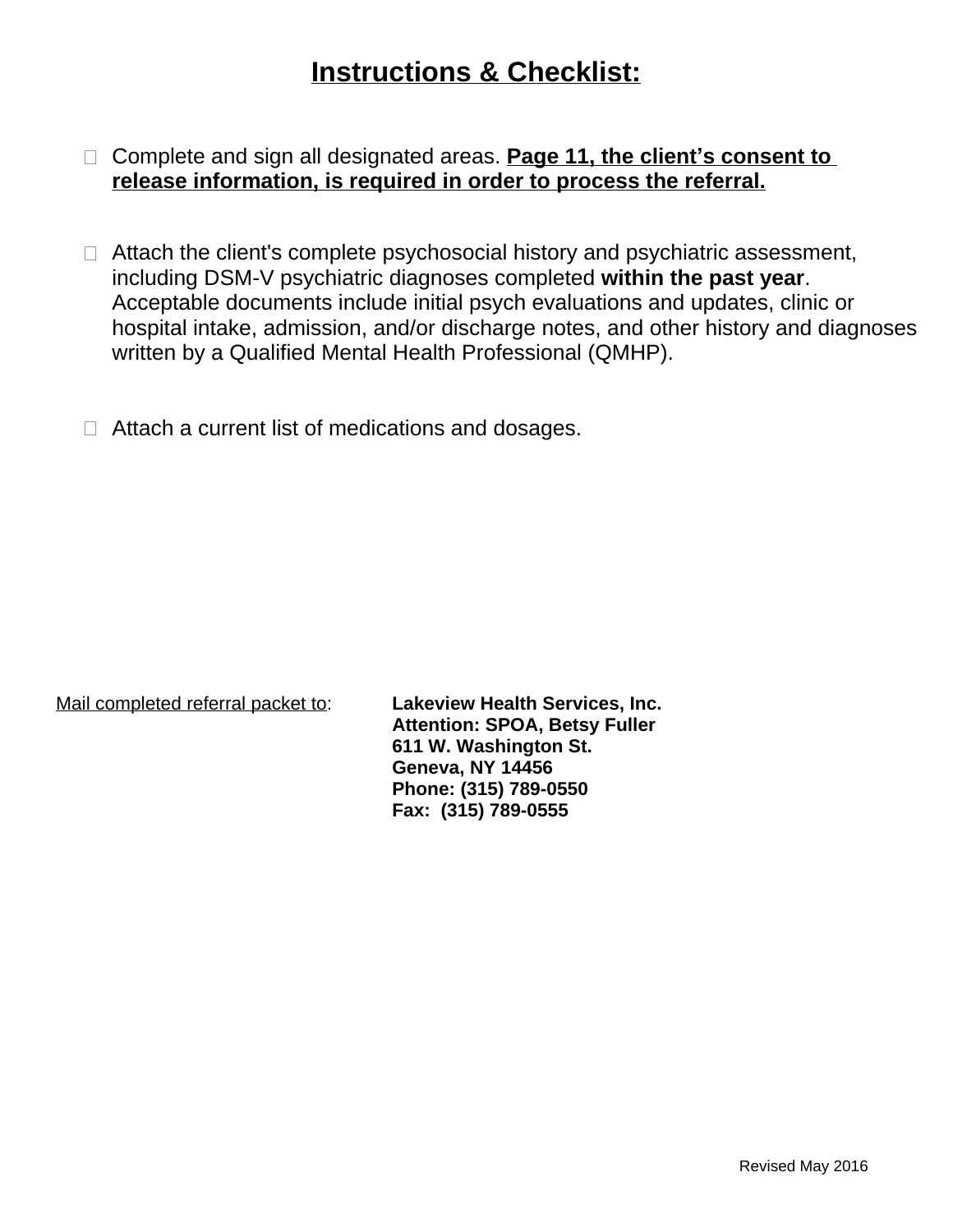## **Instructions & Checklist:**

- ☐ Complete and sign all designated areas. **Page 11, the client's consent to release information, is required in order to process the referral.**

- ☐ Attach the client's complete psychosocial history and psychiatric assessment, including DSM-V psychiatric diagnoses completed **within the past year**. Acceptable documents include initial psych evaluations and updates, clinic or hospital intake, admission, and/or discharge notes, and other history and diagnoses written by a Qualified Mental Health Professional (QMHP).

- ☐ Attach a current list of medications and dosages.

Mail completed referral packet to:

**Lakeview Health Services, Inc.**
**Attention: SPOA, Betsy Fuller**
**611 W. Washington St.**
**Geneva, NY 14456**
**Phone: (315) 789-0550**
**Fax: (315) 789-0555**

Revised May 2016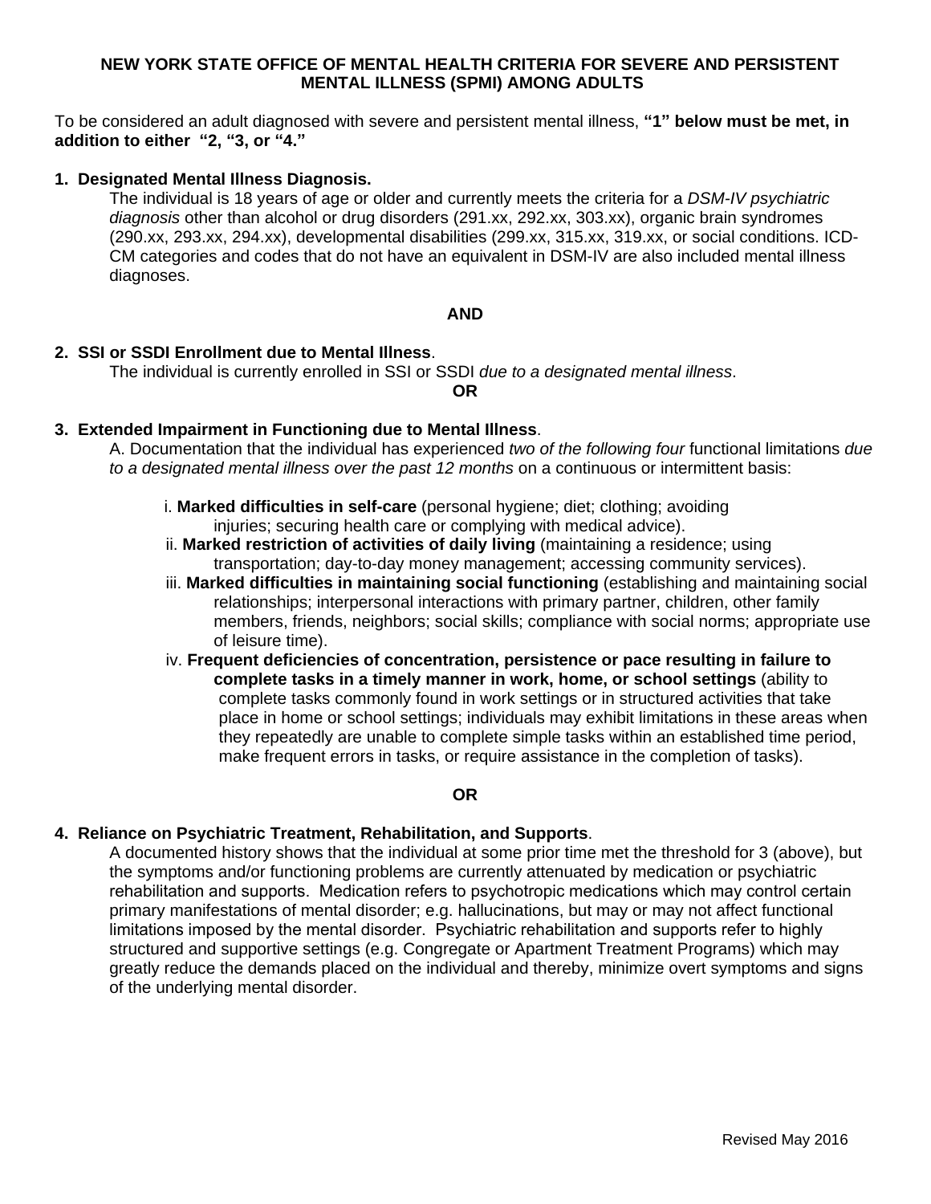# NEW YORK STATE OFFICE OF MENTAL HEALTH CRITERIA FOR SEVERE AND PERSISTENT MENTAL ILLNESS (SPMI) AMONG ADULTS

To be considered an adult diagnosed with severe and persistent mental illness, **"1" below must be met, in addition to either "2, "3, or "4."**

**1. Designated Mental Illness Diagnosis.**

The individual is 18 years of age or older and currently meets the criteria for a *DSM-IV psychiatric diagnosis* other than alcohol or drug disorders (291.xx, 292.xx, 303.xx), organic brain syndromes (290.xx, 293.xx, 294.xx), developmental disabilities (299.xx, 315.xx, 319.xx, or social conditions. ICD-CM categories and codes that do not have an equivalent in DSM-IV are also included mental illness diagnoses.

**AND**

**2. SSI or SSDI Enrollment due to Mental Illness**.

The individual is currently enrolled in SSI or SSDI *due to a designated mental illness*.

**OR**

**3. Extended Impairment in Functioning due to Mental Illness**.

A. Documentation that the individual has experienced *two of the following four* functional limitations *due to a designated mental illness over the past 12 months* on a continuous or intermittent basis:

i. **Marked difficulties in self-care** (personal hygiene; diet; clothing; avoiding injuries; securing health care or complying with medical advice).

ii. **Marked restriction of activities of daily living** (maintaining a residence; using transportation; day-to-day money management; accessing community services).

iii. **Marked difficulties in maintaining social functioning** (establishing and maintaining social relationships; interpersonal interactions with primary partner, children, other family members, friends, neighbors; social skills; compliance with social norms; appropriate use of leisure time).

iv. **Frequent deficiencies of concentration, persistence or pace resulting in failure to complete tasks in a timely manner in work, home, or school settings** (ability to complete tasks commonly found in work settings or in structured activities that take place in home or school settings; individuals may exhibit limitations in these areas when they repeatedly are unable to complete simple tasks within an established time period, make frequent errors in tasks, or require assistance in the completion of tasks).

**OR**

**4. Reliance on Psychiatric Treatment, Rehabilitation, and Supports**.

A documented history shows that the individual at some prior time met the threshold for 3 (above), but the symptoms and/or functioning problems are currently attenuated by medication or psychiatric rehabilitation and supports. Medication refers to psychotropic medications which may control certain primary manifestations of mental disorder; e.g. hallucinations, but may or may not affect functional limitations imposed by the mental disorder. Psychiatric rehabilitation and supports refer to highly structured and supportive settings (e.g. Congregate or Apartment Treatment Programs) which may greatly reduce the demands placed on the individual and thereby, minimize overt symptoms and signs of the underlying mental disorder.

Revised May 2016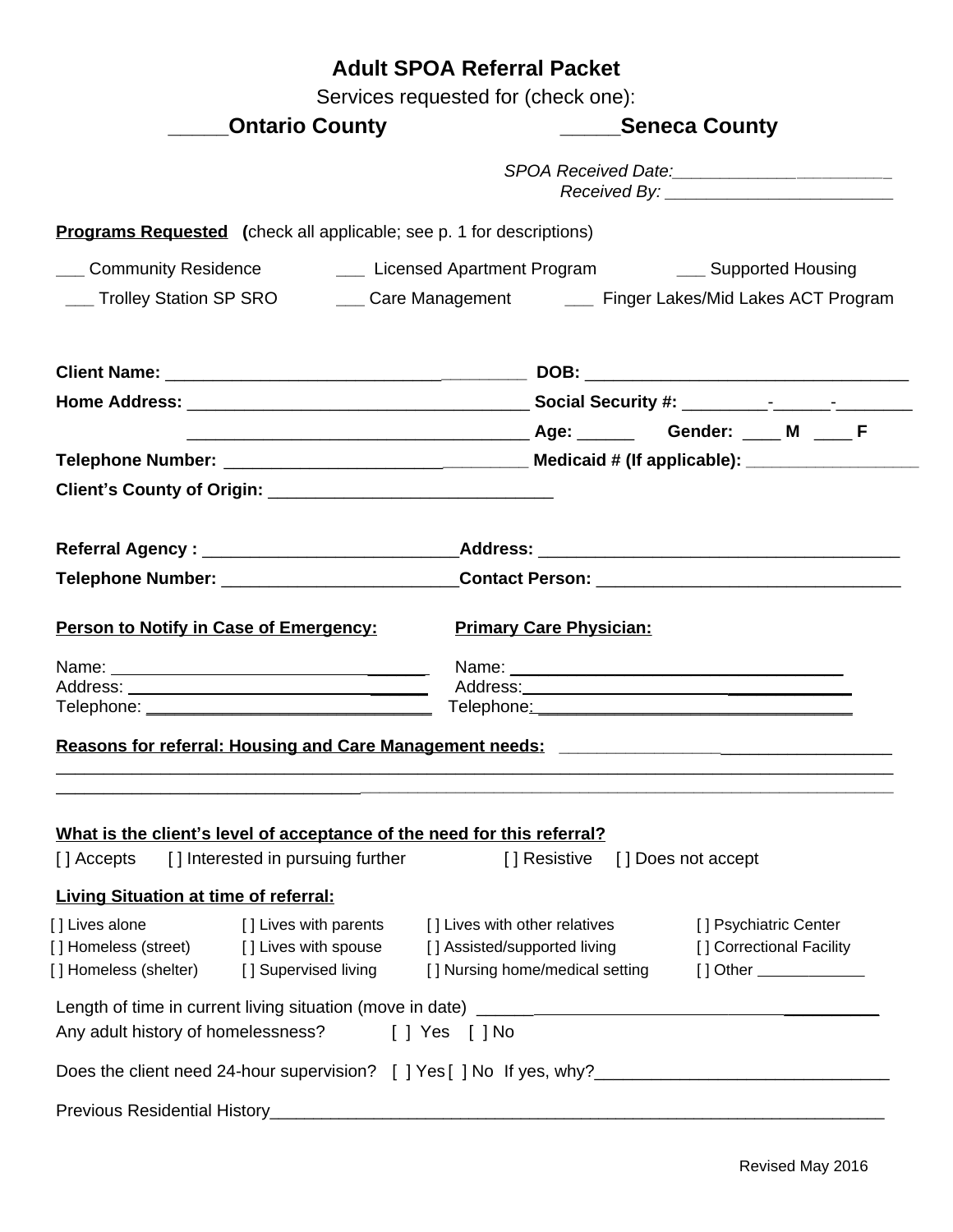# Adult SPOA Referral Packet

Services requested for (check one):

**_____Ontario County** **_____Seneca County**

*SPOA Received Date:________________________*
*Received By: ________________________*

**Programs Requested** (check all applicable; see p. 1 for descriptions)

___ Community Residence ___ Licensed Apartment Program ___ Supported Housing
___ Trolley Station SP SRO ___ Care Management ___ Finger Lakes/Mid Lakes ACT Program

**Client Name:** ________________________________________ **DOB:** ___________________________________

**Home Address:** ____________________________________ **Social Security #:** _________-______-________

____________________________________ **Age:** ______ **Gender:** ____ **M** ____ **F**

**Telephone Number:** ________________________________ **Medicaid # (If applicable):** __________________

**Client's County of Origin:** ______________________________

**Referral Agency :** ___________________________ **Address:** ______________________________________

**Telephone Number:** ________________________ **Contact Person:** ________________________________

**Person to Notify in Case of Emergency:**

Name: ________________________________
Address: ________________________________
Telephone: ________________________________

**Primary Care Physician:**

Name: ____________________________________
Address: ____________________________________
Telephone: ____________________________________

**Reasons for referral: Housing and Care Management needs:** ___________________________________
___________________________________________________________________________________________
___________________________________________________________________________________________

**What is the client's level of acceptance of the need for this referral?**

[ ] Accepts [ ] Interested in pursuing further [ ] Resistive [ ] Does not accept

**Living Situation at time of referral:**

| | | | |
|---|---|---|---|
| [ ] Lives alone | [ ] Lives with parents | [ ] Lives with other relatives | [ ] Psychiatric Center |
| [ ] Homeless (street) | [ ] Lives with spouse | [ ] Assisted/supported living | [ ] Correctional Facility |
| [ ] Homeless (shelter) | [ ] Supervised living | [ ] Nursing home/medical setting | [ ] Other ____________ |

Length of time in current living situation (move in date) ______________________________________

Any adult history of homelessness? [ ] Yes [ ] No

Does the client need 24-hour supervision? [ ] Yes [ ] No If yes, why?______________________________

Previous Residential History______________________________________________________________

Revised May 2016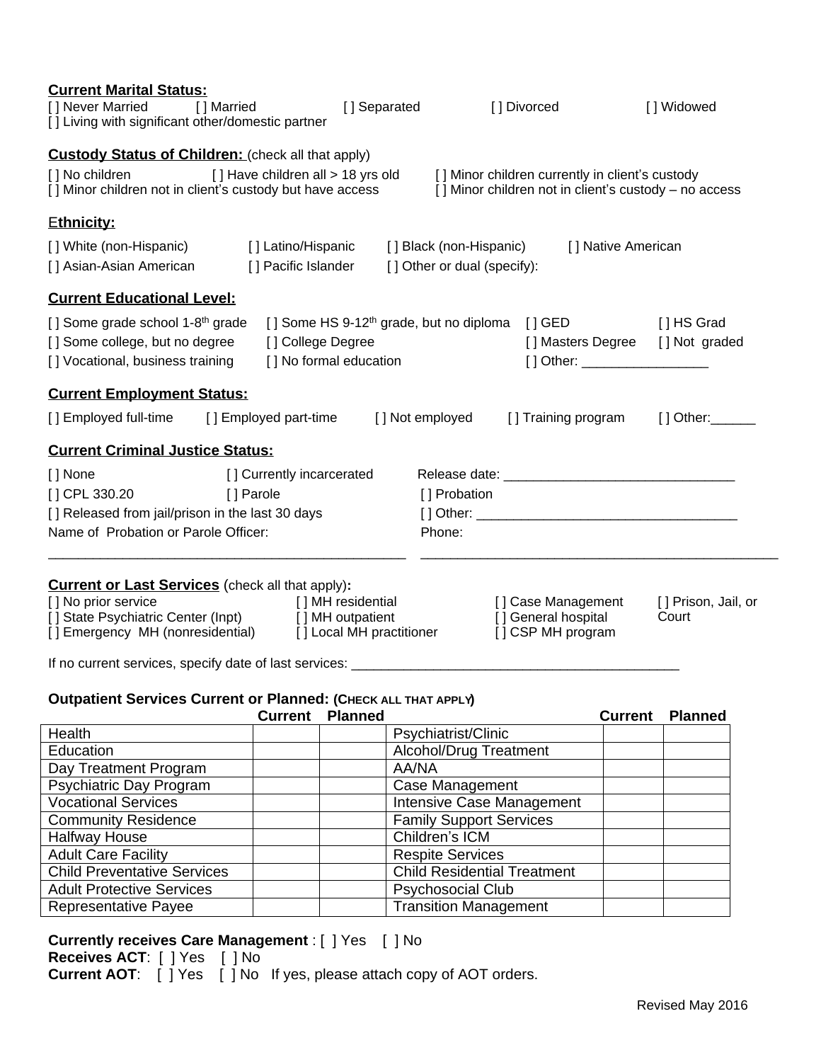**Current Marital Status:**

[ ] Never Married [ ] Married [ ] Separated [ ] Divorced [ ] Widowed
[ ] Living with significant other/domestic partner

**Custody Status of Children:** (check all that apply)

[ ] No children [ ] Have children all > 18 yrs old [ ] Minor children currently in client's custody
[ ] Minor children not in client's custody but have access [ ] Minor children not in client's custody – no access

**Ethnicity:**

[ ] White (non-Hispanic) [ ] Latino/Hispanic [ ] Black (non-Hispanic) [ ] Native American
[ ] Asian-Asian American [ ] Pacific Islander [ ] Other or dual (specify):

**Current Educational Level:**

[ ] Some grade school 1-8th grade [ ] Some HS 9-12th grade, but no diploma [ ] GED [ ] HS Grad
[ ] Some college, but no degree [ ] College Degree [ ] Masters Degree [ ] Not graded
[ ] Vocational, business training [ ] No formal education [ ] Other: _________________

**Current Employment Status:**

[ ] Employed full-time [ ] Employed part-time [ ] Not employed [ ] Training program [ ] Other:______

**Current Criminal Justice Status:**

[ ] None [ ] Currently incarcerated Release date: _______________________________
[ ] CPL 330.20 [ ] Parole [ ] Probation
[ ] Released from jail/prison in the last 30 days [ ] Other: ___________________________________
Name of Probation or Parole Officer: Phone:
_______________________________________________ _______________________________________________

**Current or Last Services** (check all that apply)**:**

[ ] No prior service [ ] MH residential [ ] Case Management [ ] Prison, Jail, or Court
[ ] State Psychiatric Center (Inpt) [ ] MH outpatient [ ] General hospital
[ ] Emergency MH (nonresidential) [ ] Local MH practitioner [ ] CSP MH program

If no current services, specify date of last services: ____________________________________________

**Outpatient Services Current or Planned: (CHECK ALL THAT APPLY)**

| | Current | Planned | | Current | Planned |
|---|---|---|---|---|---|
| Health | | | Psychiatrist/Clinic | | |
| Education | | | Alcohol/Drug Treatment | | |
| Day Treatment Program | | | AA/NA | | |
| Psychiatric Day Program | | | Case Management | | |
| Vocational Services | | | Intensive Case Management | | |
| Community Residence | | | Family Support Services | | |
| Halfway House | | | Children's ICM | | |
| Adult Care Facility | | | Respite Services | | |
| Child Preventative Services | | | Child Residential Treatment | | |
| Adult Protective Services | | | Psychosocial Club | | |
| Representative Payee | | | Transition Management | | |

**Currently receives Care Management** : [ ] Yes [ ] No
**Receives ACT**: [ ] Yes [ ] No
**Current AOT**: [ ] Yes [ ] No If yes, please attach copy of AOT orders.

Revised May 2016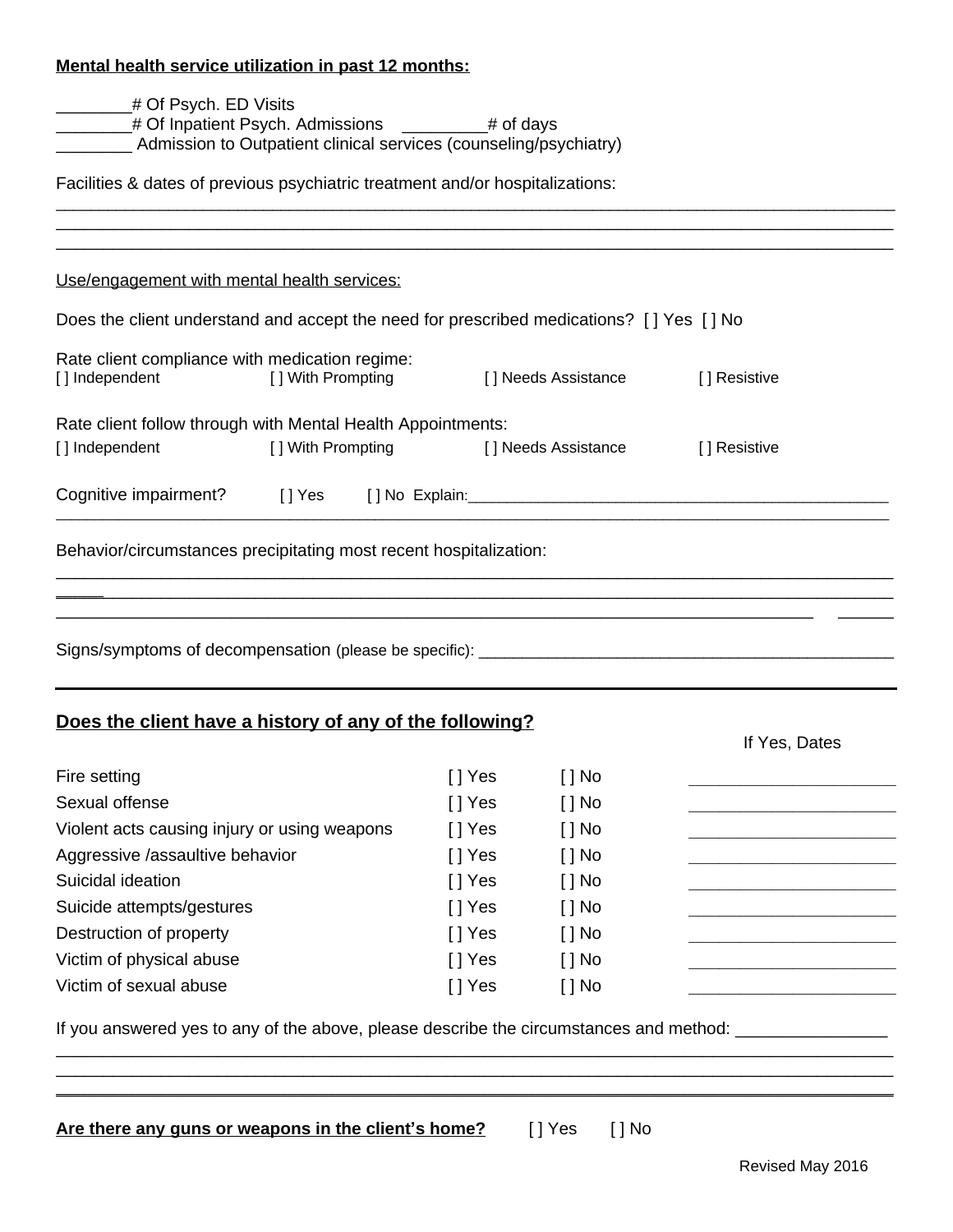**Mental health service utilization in past 12 months:**

________# Of Psych. ED Visits
________# Of Inpatient Psych. Admissions ________# of days
________ Admission to Outpatient clinical services (counseling/psychiatry)

Facilities & dates of previous psychiatric treatment and/or hospitalizations:
________________________________________________________________________________
________________________________________________________________________________
________________________________________________________________________________

Use/engagement with mental health services:

Does the client understand and accept the need for prescribed medications? [ ] Yes [ ] No

Rate client compliance with medication regime:
[ ] Independent [ ] With Prompting [ ] Needs Assistance [ ] Resistive

Rate client follow through with Mental Health Appointments:
[ ] Independent [ ] With Prompting [ ] Needs Assistance [ ] Resistive

Cognitive impairment? [ ] Yes [ ] No Explain:________________________________________________
________________________________________________________________________________

Behavior/circumstances precipitating most recent hospitalization:
________________________________________________________________________________
________________________________________________________________________________
________________________________________________________________________________

Signs/symptoms of decompensation (please be specific): ____________________________________________

**Does the client have a history of any of the following?**

| | | | If Yes, Dates |
|---|---|---|---|
| Fire setting | [ ] Yes | [ ] No | ____________________ |
| Sexual offense | [ ] Yes | [ ] No | ____________________ |
| Violent acts causing injury or using weapons | [ ] Yes | [ ] No | ____________________ |
| Aggressive /assaultive behavior | [ ] Yes | [ ] No | ____________________ |
| Suicidal ideation | [ ] Yes | [ ] No | ____________________ |
| Suicide attempts/gestures | [ ] Yes | [ ] No | ____________________ |
| Destruction of property | [ ] Yes | [ ] No | ____________________ |
| Victim of physical abuse | [ ] Yes | [ ] No | ____________________ |
| Victim of sexual abuse | [ ] Yes | [ ] No | ____________________ |

If you answered yes to any of the above, please describe the circumstances and method: _______________
________________________________________________________________________________
________________________________________________________________________________
________________________________________________________________________________

**Are there any guns or weapons in the client's home?** [ ] Yes [ ] No

Revised May 2016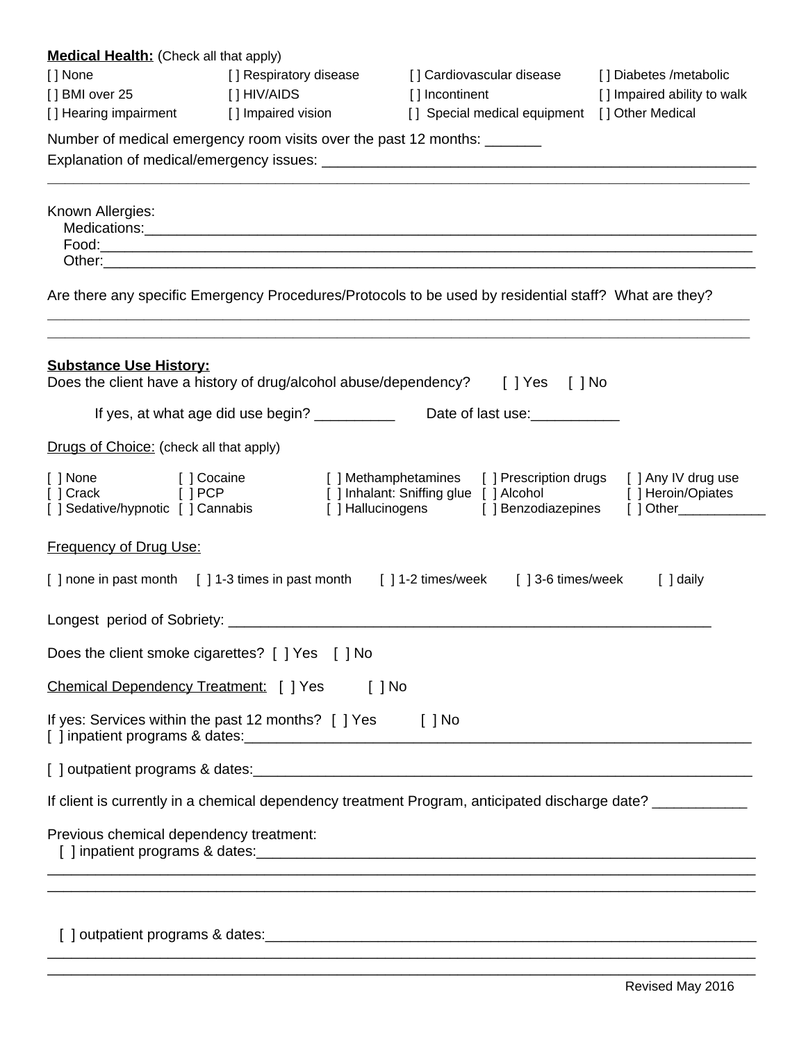**Medical Health:** (Check all that apply)

| | | | |
|---|---|---|---|
| [ ] None | [ ] Respiratory disease | [ ] Cardiovascular disease | [ ] Diabetes /metabolic |
| [ ] BMI over 25 | [ ] HIV/AIDS | [ ] Incontinent | [ ] Impaired ability to walk |
| [ ] Hearing impairment | [ ] Impaired vision | [ ] Special medical equipment | [ ] Other Medical |

Number of medical emergency room visits over the past 12 months: _______

Explanation of medical/emergency issues: ________________________________________________________

_____________________________________________________________________________________

Known Allergies:

Medications:_____________________________________________________________________________

Food:__________________________________________________________________________________

Other:_________________________________________________________________________________

Are there any specific Emergency Procedures/Protocols to be used by residential staff? What are they?

_____________________________________________________________________________________

_____________________________________________________________________________________

**Substance Use History:**

Does the client have a history of drug/alcohol abuse/dependency? [ ] Yes [ ] No

If yes, at what age did use begin? __________ Date of last use:___________

Drugs of Choice: (check all that apply)

| | | | | |
|---|---|---|---|---|
| [ ] None | [ ] Cocaine | [ ] Methamphetamines | [ ] Prescription drugs | [ ] Any IV drug use |
| [ ] Crack | [ ] PCP | [ ] Inhalant: Sniffing glue | [ ] Alcohol | [ ] Heroin/Opiates |
| [ ] Sedative/hypnotic | [ ] Cannabis | [ ] Hallucinogens | [ ] Benzodiazepines | [ ] Other____________ |

Frequency of Drug Use:

[ ] none in past month [ ] 1-3 times in past month [ ] 1-2 times/week [ ] 3-6 times/week [ ] daily

Longest period of Sobriety: _______________________________________________________________

Does the client smoke cigarettes? [ ] Yes [ ] No

Chemical Dependency Treatment: [ ] Yes [ ] No

If yes: Services within the past 12 months? [ ] Yes [ ] No

[ ] inpatient programs & dates:_____________________________________________________________

[ ] outpatient programs & dates:____________________________________________________________

If client is currently in a chemical dependency treatment Program, anticipated discharge date? ___________

Previous chemical dependency treatment:

[ ] inpatient programs & dates:_____________________________________________________________

_____________________________________________________________________________________

_____________________________________________________________________________________

[ ] outpatient programs & dates:____________________________________________________________

_____________________________________________________________________________________

_____________________________________________________________________________________

Revised May 2016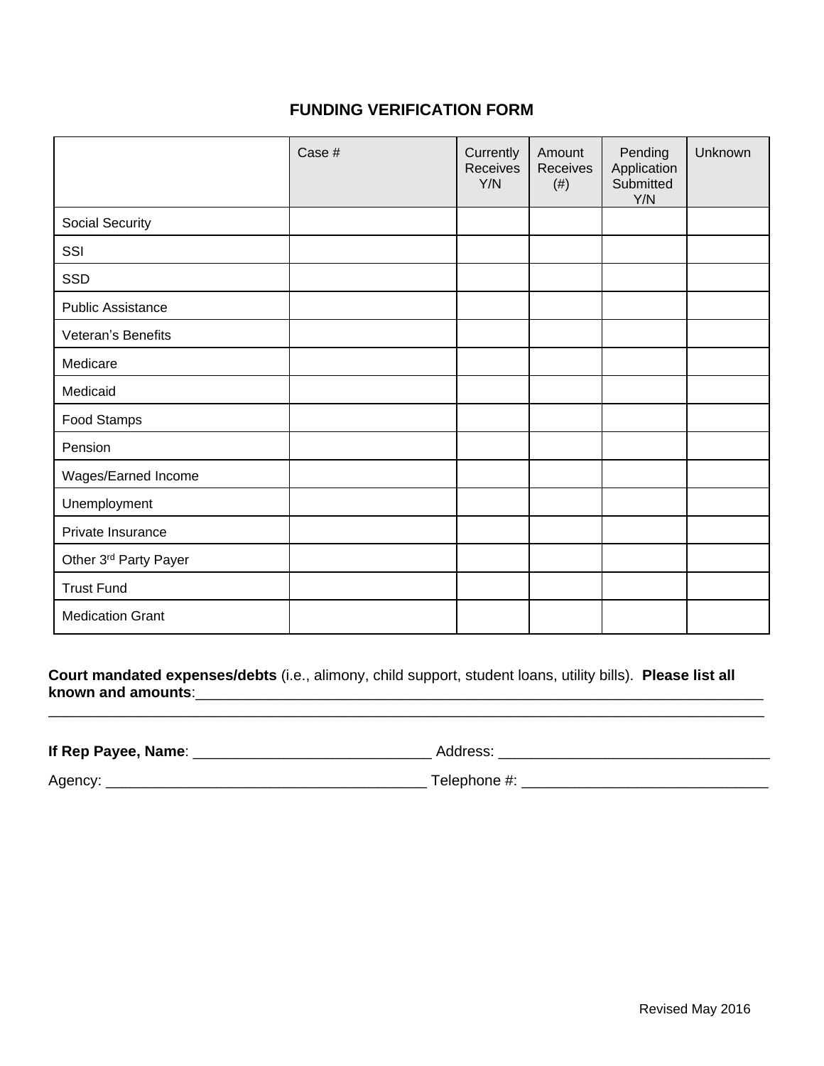# FUNDING VERIFICATION FORM

| | Case # | Currently Receives Y/N | Amount Receives (#) | Pending Application Submitted Y/N | Unknown |
|---|---|---|---|---|---|
| Social Security | | | | | |
| SSI | | | | | |
| SSD | | | | | |
| Public Assistance | | | | | |
| Veteran's Benefits | | | | | |
| Medicare | | | | | |
| Medicaid | | | | | |
| Food Stamps | | | | | |
| Pension | | | | | |
| Wages/Earned Income | | | | | |
| Unemployment | | | | | |
| Private Insurance | | | | | |
| Other 3rd Party Payer | | | | | |
| Trust Fund | | | | | |
| Medication Grant | | | | | |

**Court mandated expenses/debts** (i.e., alimony, child support, student loans, utility bills). **Please list all known and amounts**:_______________________________________________________________________
___________________________________________________________________________________________

**If Rep Payee, Name**: ______________________________ Address: _________________________________

Agency: _________________________________________ Telephone #: ______________________________

Revised May 2016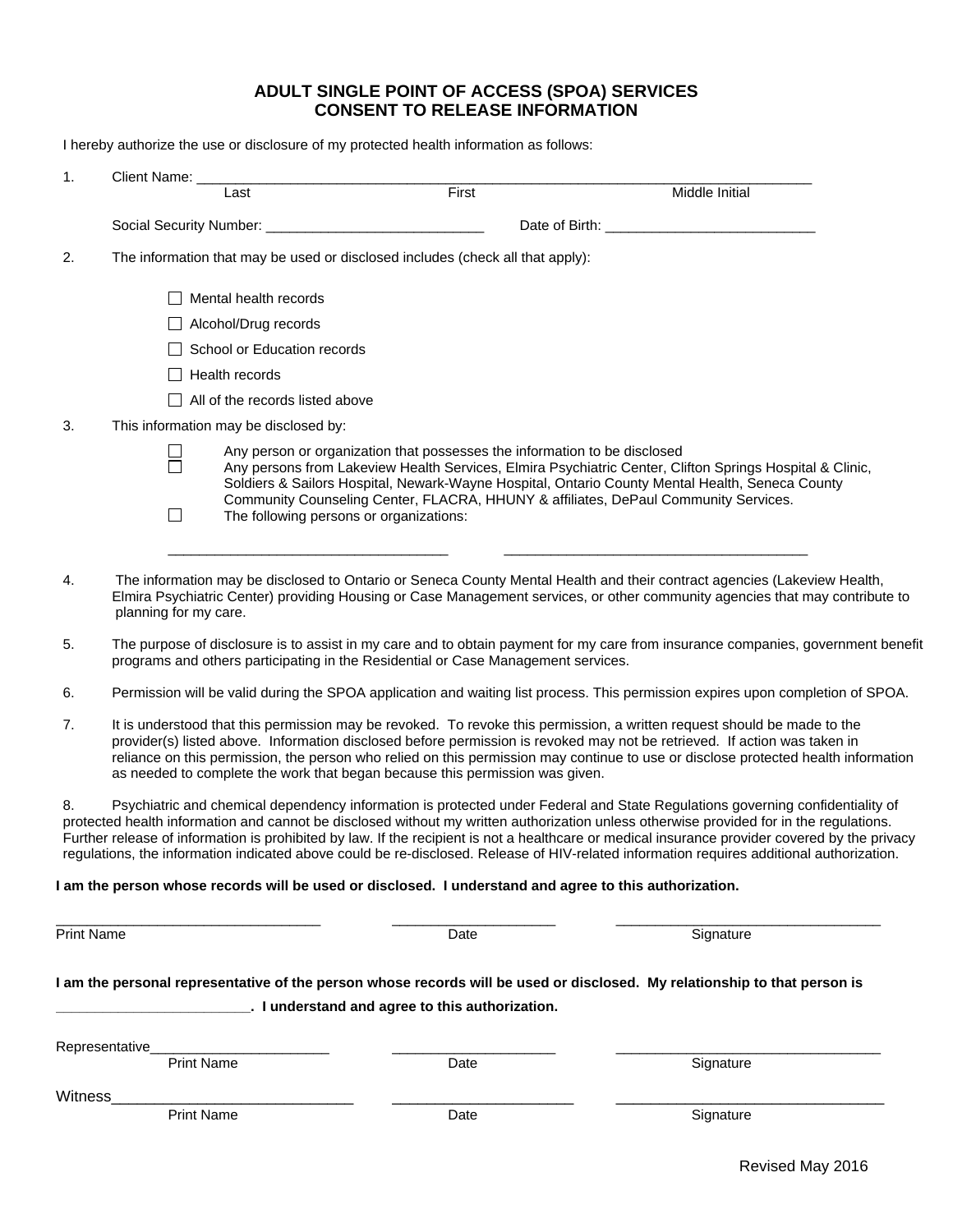# ADULT SINGLE POINT OF ACCESS (SPOA) SERVICES
# CONSENT TO RELEASE INFORMATION

I hereby authorize the use or disclosure of my protected health information as follows:

1. Client Name: ___________________________________________________________________________

   Last                          First                          Middle Initial

   Social Security Number: ____________________________ Date of Birth: ___________________________

2. The information that may be used or disclosed includes (check all that apply):

   ☐ Mental health records

   ☐ Alcohol/Drug records

   ☐ School or Education records

   ☐ Health records

   ☐ All of the records listed above

3. This information may be disclosed by:

   ☐ Any person or organization that possesses the information to be disclosed

   ☐ Any persons from Lakeview Health Services, Elmira Psychiatric Center, Clifton Springs Hospital & Clinic, Soldiers & Sailors Hospital, Newark-Wayne Hospital, Ontario County Mental Health, Seneca County Community Counseling Center, FLACRA, HHUNY & affiliates, DePaul Community Services.

   ☐ The following persons or organizations:

   ___________________________________ _______________________________________

4. The information may be disclosed to Ontario or Seneca County Mental Health and their contract agencies (Lakeview Health, Elmira Psychiatric Center) providing Housing or Case Management services, or other community agencies that may contribute to planning for my care.

5. The purpose of disclosure is to assist in my care and to obtain payment for my care from insurance companies, government benefit programs and others participating in the Residential or Case Management services.

6. Permission will be valid during the SPOA application and waiting list process. This permission expires upon completion of SPOA.

7. It is understood that this permission may be revoked. To revoke this permission, a written request should be made to the provider(s) listed above. Information disclosed before permission is revoked may not be retrieved. If action was taken in reliance on this permission, the person who relied on this permission may continue to use or disclose protected health information as needed to complete the work that began because this permission was given.

8. Psychiatric and chemical dependency information is protected under Federal and State Regulations governing confidentiality of protected health information and cannot be disclosed without my written authorization unless otherwise provided for in the regulations. Further release of information is prohibited by law. If the recipient is not a healthcare or medical insurance provider covered by the privacy regulations, the information indicated above could be re-disclosed. Release of HIV-related information requires additional authorization.

**I am the person whose records will be used or disclosed. I understand and agree to this authorization.**

_________________________________ ____________________ _________________________________

Print Name                          Date                          Signature

**I am the personal representative of the person whose records will be used or disclosed. My relationship to that person is _________________________. I understand and agree to this authorization.**

Representative_______________________ ____________________ _________________________________

Print Name                          Date                          Signature

Witness_____________________________ ______________________ _________________________________

Print Name                          Date                          Signature

Revised May 2016